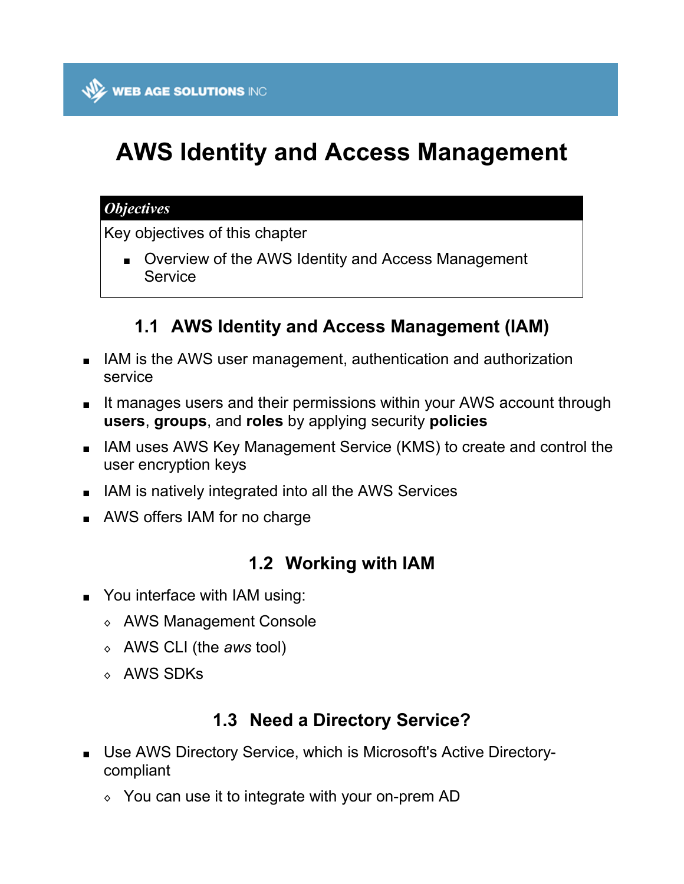# AWS Identity and Access Management

***Objectives***

Key objectives of this chapter

- Overview of the AWS Identity and Access Management Service

## 1.1 AWS Identity and Access Management (IAM)

- IAM is the AWS user management, authentication and authorization service
- It manages users and their permissions within your AWS account through **users**, **groups**, and **roles** by applying security **policies**
- IAM uses AWS Key Management Service (KMS) to create and control the user encryption keys
- IAM is natively integrated into all the AWS Services
- AWS offers IAM for no charge

## 1.2 Working with IAM

- You interface with IAM using:
  - AWS Management Console
  - AWS CLI (the *aws* tool)
  - AWS SDKs

## 1.3 Need a Directory Service?

- Use AWS Directory Service, which is Microsoft's Active Directory-compliant
  - You can use it to integrate with your on-prem AD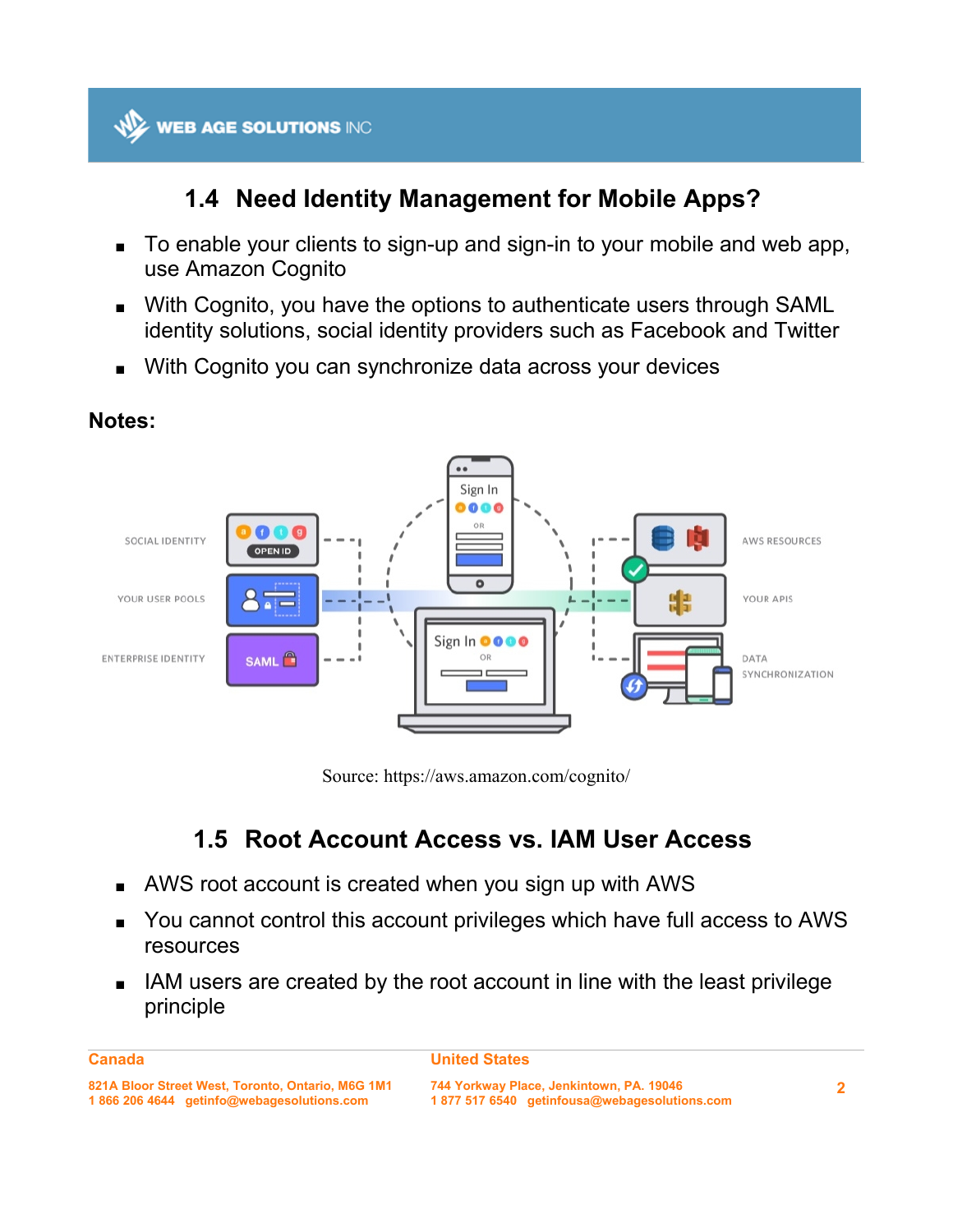## 1.4 Need Identity Management for Mobile Apps?

- To enable your clients to sign-up and sign-in to your mobile and web app, use Amazon Cognito
- With Cognito, you have the options to authenticate users through SAML identity solutions, social identity providers such as Facebook and Twitter
- With Cognito you can synchronize data across your devices

**Notes:**

Source: https://aws.amazon.com/cognito/

## 1.5 Root Account Access vs. IAM User Access

- AWS root account is created when you sign up with AWS
- You cannot control this account privileges which have full access to AWS resources
- IAM users are created by the root account in line with the least privilege principle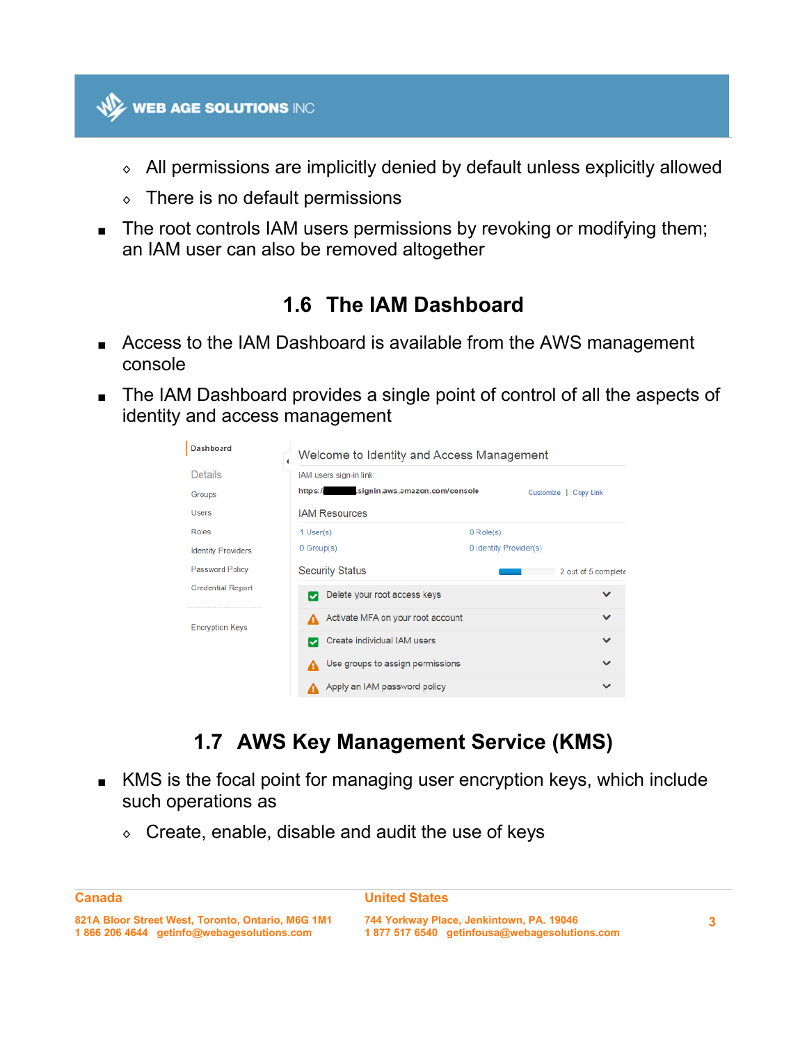- All permissions are implicitly denied by default unless explicitly allowed
- There is no default permissions

- The root controls IAM users permissions by revoking or modifying them; an IAM user can also be removed altogether

## 1.6 The IAM Dashboard

- Access to the IAM Dashboard is available from the AWS management console
- The IAM Dashboard provides a single point of control of all the aspects of identity and access management

## 1.7 AWS Key Management Service (KMS)

- KMS is the focal point for managing user encryption keys, which include such operations as
  - Create, enable, disable and audit the use of keys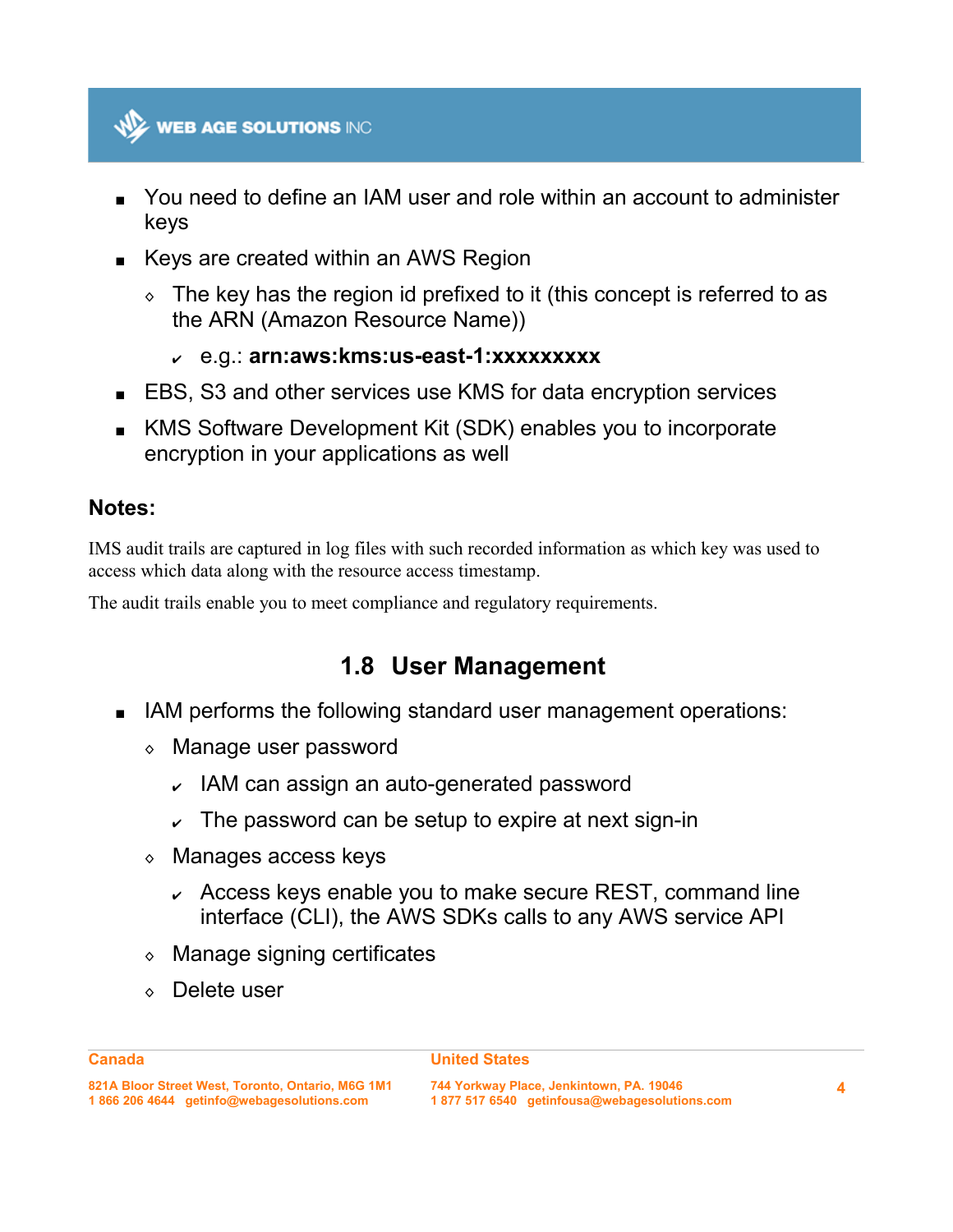- You need to define an IAM user and role within an account to administer keys
- Keys are created within an AWS Region
  - The key has the region id prefixed to it (this concept is referred to as the ARN (Amazon Resource Name))
    - e.g.: **arn:aws:kms:us-east-1:xxxxxxxxx**
- EBS, S3 and other services use KMS for data encryption services
- KMS Software Development Kit (SDK) enables you to incorporate encryption in your applications as well

### Notes:

IMS audit trails are captured in log files with such recorded information as which key was used to access which data along with the resource access timestamp.

The audit trails enable you to meet compliance and regulatory requirements.

## 1.8 User Management

- IAM performs the following standard user management operations:
  - Manage user password
    - IAM can assign an auto-generated password
    - The password can be setup to expire at next sign-in
  - Manages access keys
    - Access keys enable you to make secure REST, command line interface (CLI), the AWS SDKs calls to any AWS service API
  - Manage signing certificates
  - Delete user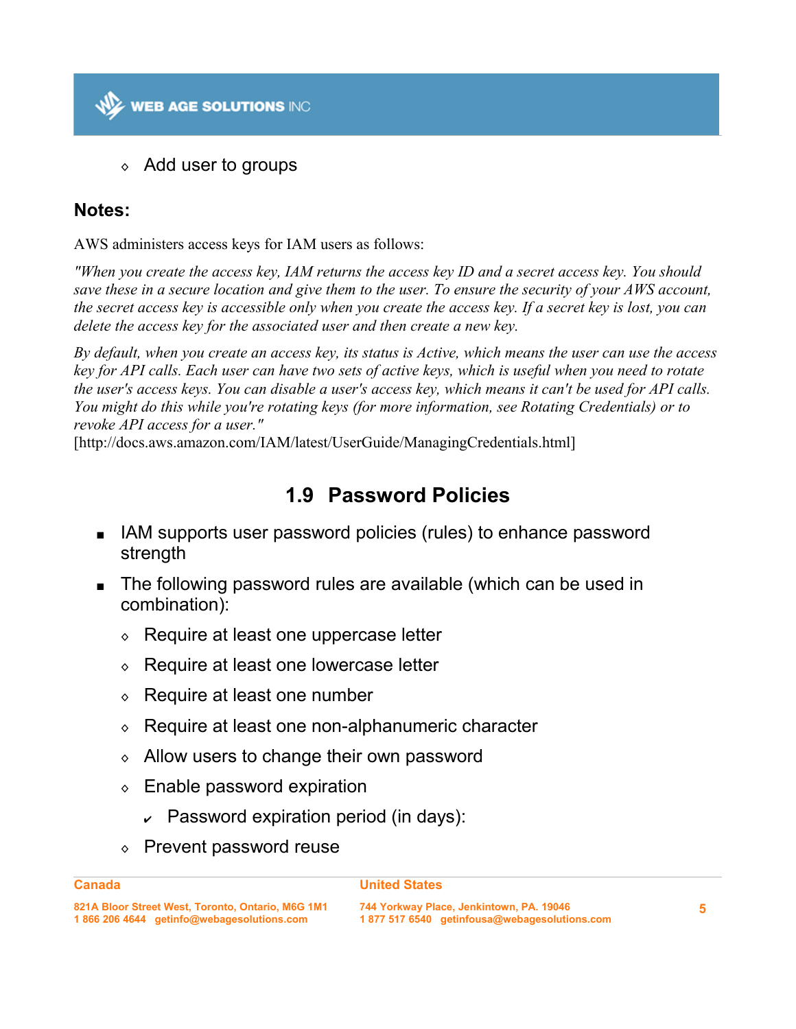- Add user to groups

**Notes:**

AWS administers access keys for IAM users as follows:

*"When you create the access key, IAM returns the access key ID and a secret access key. You should save these in a secure location and give them to the user. To ensure the security of your AWS account, the secret access key is accessible only when you create the access key. If a secret key is lost, you can delete the access key for the associated user and then create a new key.*

*By default, when you create an access key, its status is Active, which means the user can use the access key for API calls. Each user can have two sets of active keys, which is useful when you need to rotate the user's access keys. You can disable a user's access key, which means it can't be used for API calls. You might do this while you're rotating keys (for more information, see Rotating Credentials) or to revoke API access for a user."*
[http://docs.aws.amazon.com/IAM/latest/UserGuide/ManagingCredentials.html]

## 1.9 Password Policies

- IAM supports user password policies (rules) to enhance password strength
- The following password rules are available (which can be used in combination):
  - Require at least one uppercase letter
  - Require at least one lowercase letter
  - Require at least one number
  - Require at least one non-alphanumeric character
  - Allow users to change their own password
  - Enable password expiration
    - Password expiration period (in days):
  - Prevent password reuse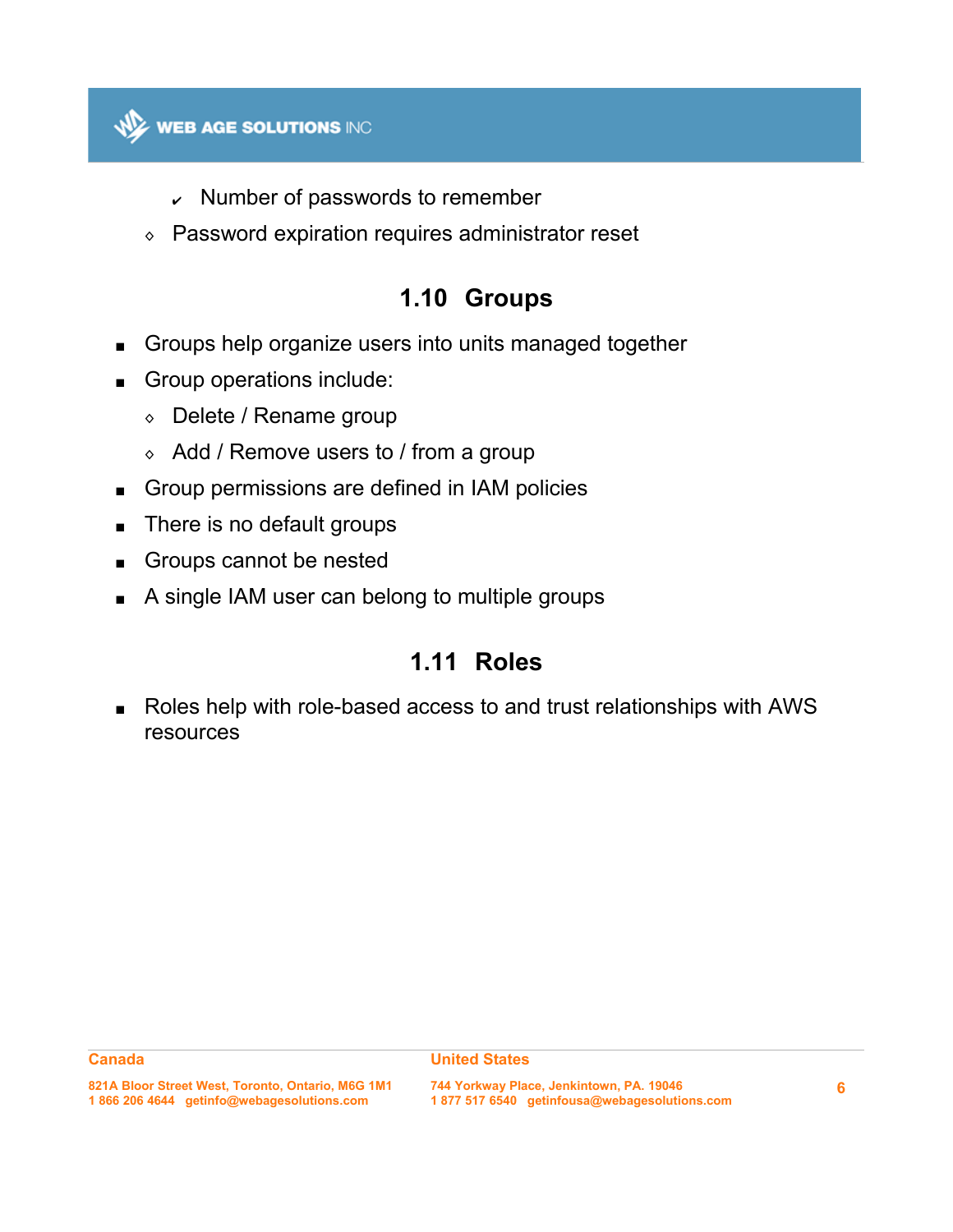- Number of passwords to remember
  - Password expiration requires administrator reset

## 1.10 Groups

- Groups help organize users into units managed together
- Group operations include:
  - Delete / Rename group
  - Add / Remove users to / from a group
- Group permissions are defined in IAM policies
- There is no default groups
- Groups cannot be nested
- A single IAM user can belong to multiple groups

## 1.11 Roles

- Roles help with role-based access to and trust relationships with AWS resources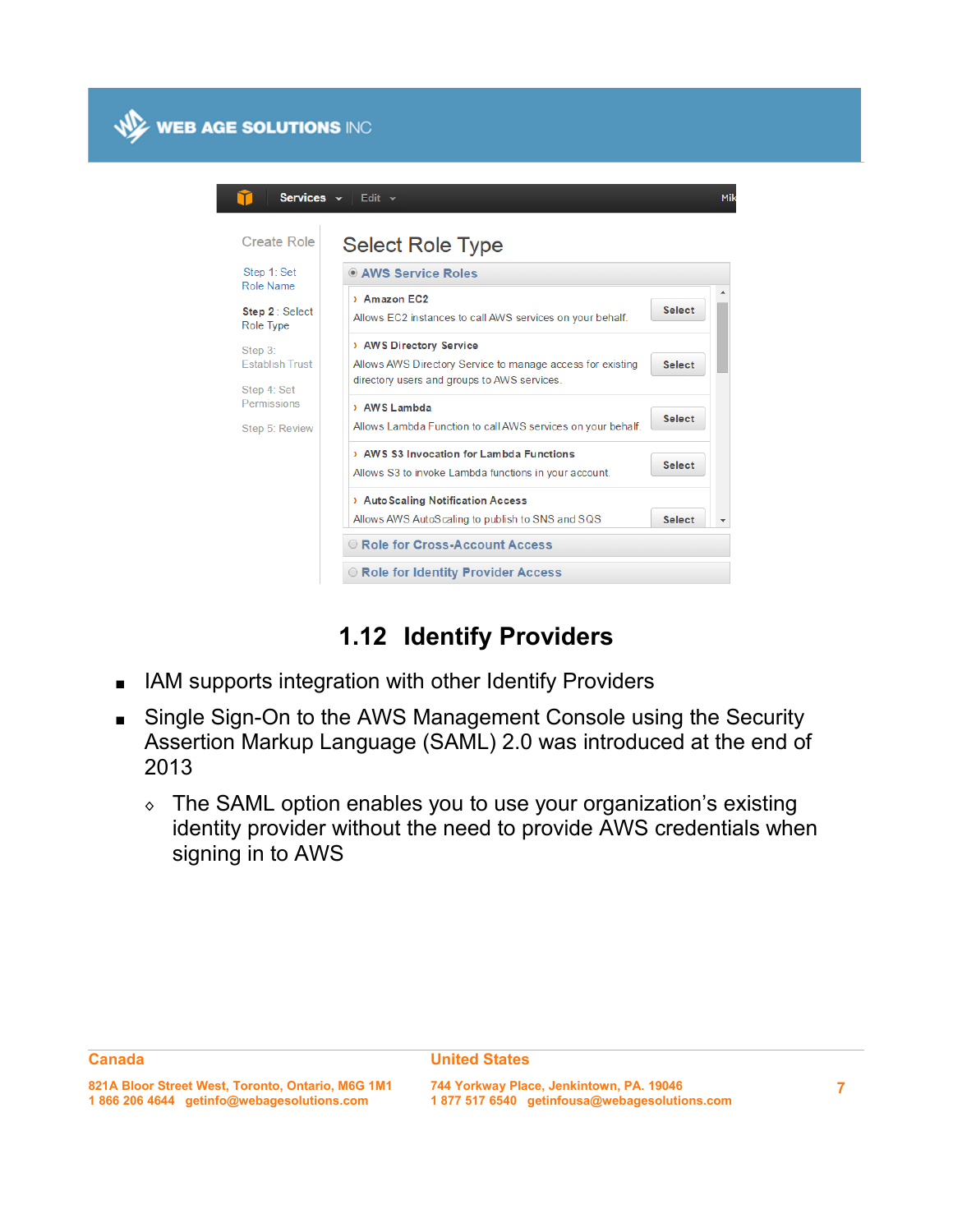## 1.12 Identify Providers

- IAM supports integration with other Identify Providers
- Single Sign-On to the AWS Management Console using the Security Assertion Markup Language (SAML) 2.0 was introduced at the end of 2013
  - The SAML option enables you to use your organization's existing identity provider without the need to provide AWS credentials when signing in to AWS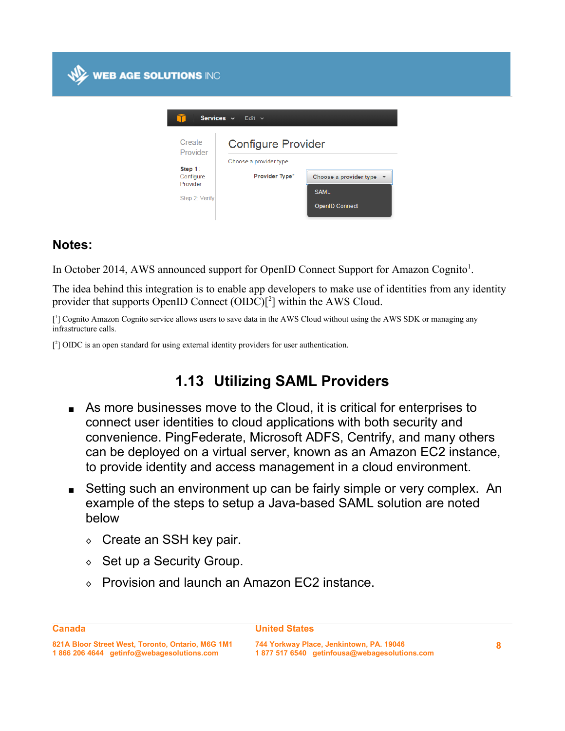## Notes:

In October 2014, AWS announced support for OpenID Connect Support for Amazon Cognito[1].

The idea behind this integration is to enable app developers to make use of identities from any identity provider that supports OpenID Connect (OIDC)[[2]] within the AWS Cloud.

[[1]] Cognito Amazon Cognito service allows users to save data in the AWS Cloud without using the AWS SDK or managing any infrastructure calls.

[[2]] OIDC is an open standard for using external identity providers for user authentication.

## 1.13 Utilizing SAML Providers

- As more businesses move to the Cloud, it is critical for enterprises to connect user identities to cloud applications with both security and convenience. PingFederate, Microsoft ADFS, Centrify, and many others can be deployed on a virtual server, known as an Amazon EC2 instance, to provide identity and access management in a cloud environment.
- Setting such an environment up can be fairly simple or very complex. An example of the steps to setup a Java-based SAML solution are noted below
  - Create an SSH key pair.
  - Set up a Security Group.
  - Provision and launch an Amazon EC2 instance.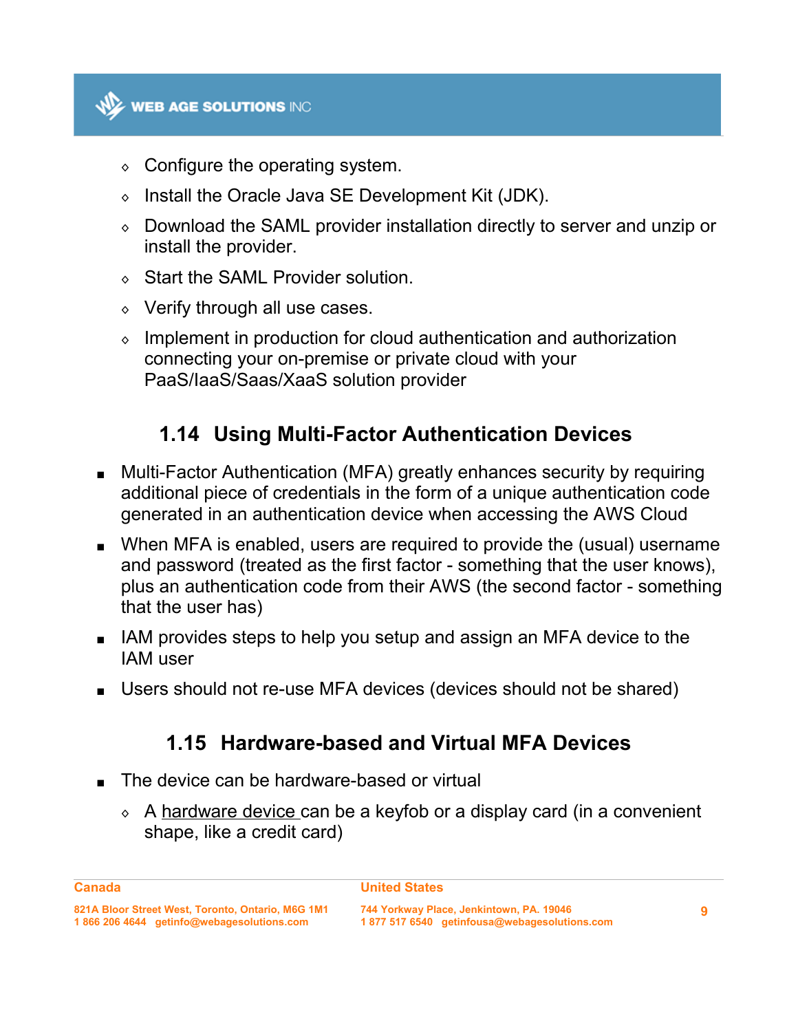- Configure the operating system.
    - Install the Oracle Java SE Development Kit (JDK).
    - Download the SAML provider installation directly to server and unzip or install the provider.
    - Start the SAML Provider solution.
    - Verify through all use cases.
    - Implement in production for cloud authentication and authorization connecting your on-premise or private cloud with your PaaS/IaaS/Saas/XaaS solution provider

## 1.14 Using Multi-Factor Authentication Devices

- Multi-Factor Authentication (MFA) greatly enhances security by requiring additional piece of credentials in the form of a unique authentication code generated in an authentication device when accessing the AWS Cloud
- When MFA is enabled, users are required to provide the (usual) username and password (treated as the first factor - something that the user knows), plus an authentication code from their AWS (the second factor - something that the user has)
- IAM provides steps to help you setup and assign an MFA device to the IAM user
- Users should not re-use MFA devices (devices should not be shared)

## 1.15 Hardware-based and Virtual MFA Devices

- The device can be hardware-based or virtual
    - A hardware device can be a keyfob or a display card (in a convenient shape, like a credit card)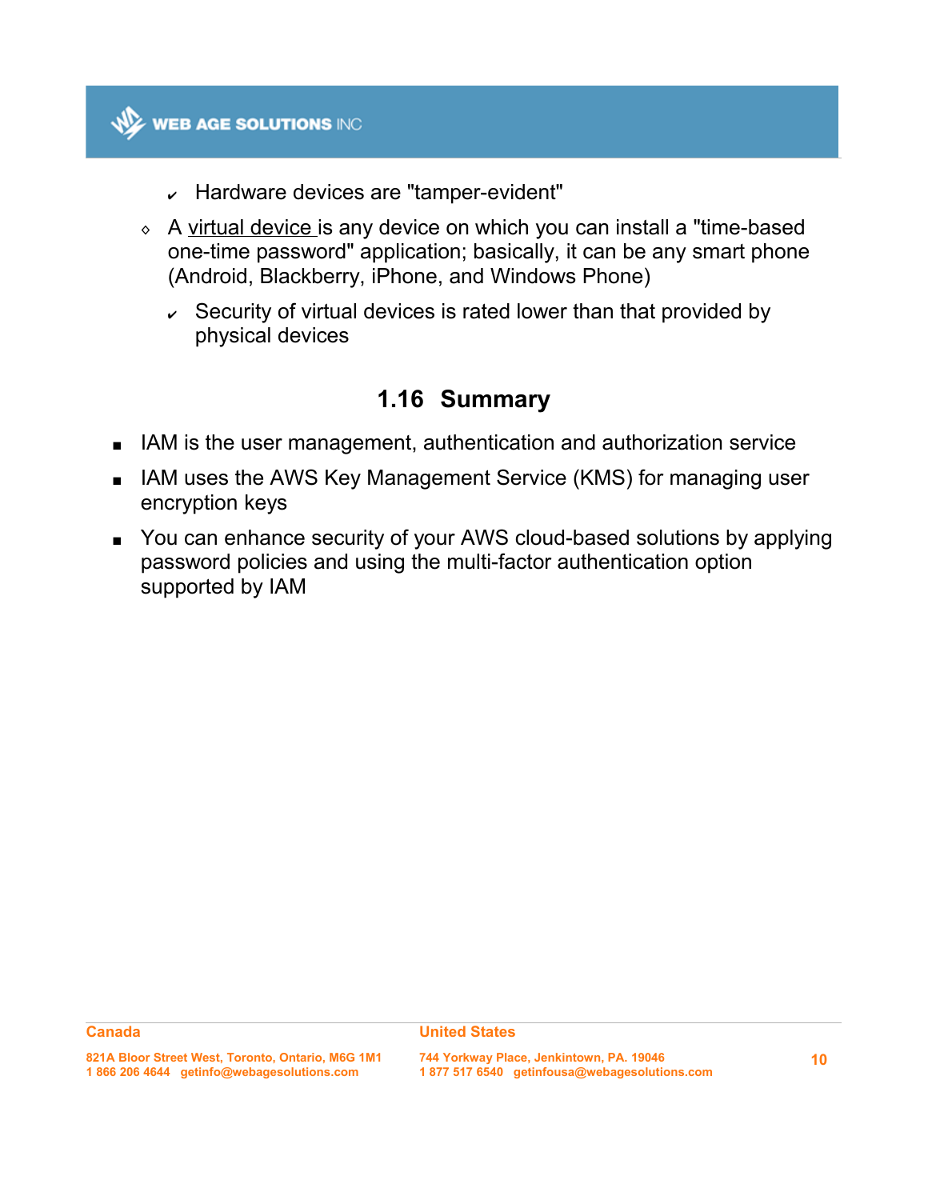- Hardware devices are "tamper-evident"
  - A virtual device is any device on which you can install a "time-based one-time password" application; basically, it can be any smart phone (Android, Blackberry, iPhone, and Windows Phone)
      - Security of virtual devices is rated lower than that provided by physical devices

## 1.16 Summary

- IAM is the user management, authentication and authorization service
- IAM uses the AWS Key Management Service (KMS) for managing user encryption keys
- You can enhance security of your AWS cloud-based solutions by applying password policies and using the multi-factor authentication option supported by IAM